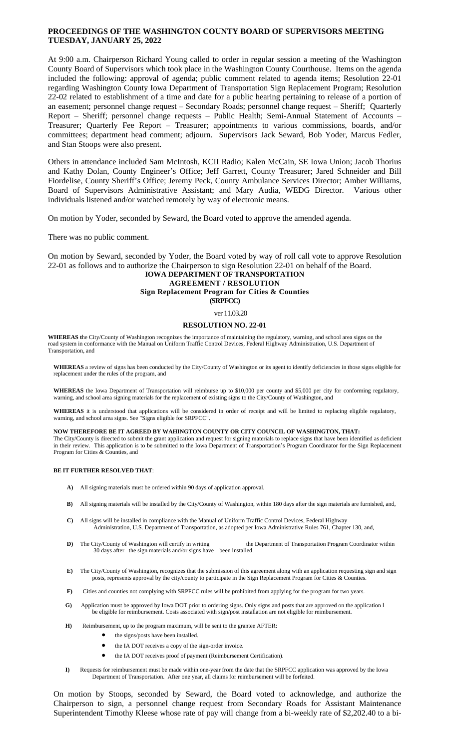# PROCEEDINGS OF THE WASHINGTON COUNTY BOARD OF SUPERVISORS MEETING TUESDAY, JANUARY 25, 2022

At 9:00 a.m. Chairperson Richard Young called to order in regular session a meeting of the Washington County Board of Supervisors which took place in the Washington County Courthouse. Items on the agenda included the following: approval of agenda; public comment related to agenda items; Resolution 22-01 regarding Washington County Iowa Department of Transportation Sign Replacement Program; Resolution 22-02 related to establishment of a time and date for a public hearing pertaining to release of a portion of an easement; personnel change request – Secondary Roads; personnel change request – Sheriff; Quarterly Report – Sheriff; personnel change requests – Public Health; Semi-Annual Statement of Accounts – Treasurer; Quarterly Fee Report – Treasurer; appointments to various commissions, boards, and/or committees; department head comment; adjourn. Supervisors Jack Seward, Bob Yoder, Marcus Fedler, and Stan Stoops were also present.

Others in attendance included Sam McIntosh, KCII Radio; Kalen McCain, SE Iowa Union; Jacob Thorius and Kathy Dolan, County Engineer's Office; Jeff Garrett, County Treasurer; Jared Schneider and Bill Fiordelise, County Sheriff's Office; Jeremy Peck, County Ambulance Services Director; Amber Williams, Board of Supervisors Administrative Assistant; and Mary Audia, WEDG Director. Various other individuals listened and/or watched remotely by way of electronic means.

On motion by Yoder, seconded by Seward, the Board voted to approve the amended agenda.

There was no public comment.

On motion by Seward, seconded by Yoder, the Board voted by way of roll call vote to approve Resolution 22-01 as follows and to authorize the Chairperson to sign Resolution 22-01 on behalf of the Board.

**IOWA DEPARTMENT OF TRANSPORTATION**
**AGREEMENT / RESOLUTION**
**Sign Replacement Program for Cities & Counties**
**(SRPFCC)**

ver 11.03.20

**RESOLUTION NO. 22-01**

**WHEREAS t**he City/County of Washington recognizes the importance of maintaining the regulatory, warning, and school area signs on the road system in conformance with the Manual on Uniform Traffic Control Devices, Federal Highway Administration, U.S. Department of Transportation, and

**WHEREAS** a review of signs has been conducted by the City/County of Washington or its agent to identify deficiencies in those signs eligible for replacement under the rules of the program, and

**WHEREAS** the Iowa Department of Transportation will reimburse up to $10,000 per county and $5,000 per city for conforming regulatory, warning, and school area signing materials for the replacement of existing signs to the City/County of Washington, and

**WHEREAS** it is understood that applications will be considered in order of receipt and will be limited to replacing eligible regulatory, warning, and school area signs. See "Signs eligible for SRPFCC".

**NOW THEREFORE BE IT AGREED BY WAHINGTON COUNTY OR CITY COUNCIL OF WASHINGTON, THAT:**
The City/County is directed to submit the grant application and request for signing materials to replace signs that have been identified as deficient in their review. This application is to be submitted to the Iowa Department of Transportation's Program Coordinator for the Sign Replacement Program for Cities & Counties, and

**BE IT FURTHER RESOLVED THAT**:

**A)** All signing materials must be ordered within 90 days of application approval.

**B)** All signing materials will be installed by the City/County of Washington, within 180 days after the sign materials are furnished, and,

**C)** All signs will be installed in compliance with the Manual of Uniform Traffic Control Devices, Federal Highway Administration, U.S. Department of Transportation, as adopted per Iowa Administrative Rules 761, Chapter 130, and,

**D)** The City/County of Washington will certify in writing the Department of Transportation Program Coordinator within 30 days after the sign materials and/or signs have been installed.

**E)** The City/County of Washington, recognizes that the submission of this agreement along with an application requesting sign and sign posts, represents approval by the city/county to participate in the Sign Replacement Program for Cities & Counties.

**F)** Cities and counties not complying with SRPFCC rules will be prohibited from applying for the program for two years.

**G)** Application must be approved by Iowa DOT prior to ordering signs. Only signs and posts that are approved on the application l be eligible for reimbursement. Costs associated with sign/post installation are not eligible for reimbursement.

**H)** Reimbursement, up to the program maximum, will be sent to the grantee AFTER:

- the signs/posts have been installed.
- the IA DOT receives a copy of the sign-order invoice.
- the IA DOT receives proof of payment (Reimbursement Certification).

**I)** Requests for reimbursement must be made within one-year from the date that the SRPFCC application was approved by the Iowa Department of Transportation. After one year, all claims for reimbursement will be forfeited.

On motion by Stoops, seconded by Seward, the Board voted to acknowledge, and authorize the Chairperson to sign, a personnel change request from Secondary Roads for Assistant Maintenance Superintendent Timothy Kleese whose rate of pay will change from a bi-weekly rate of $2,202.40 to a bi-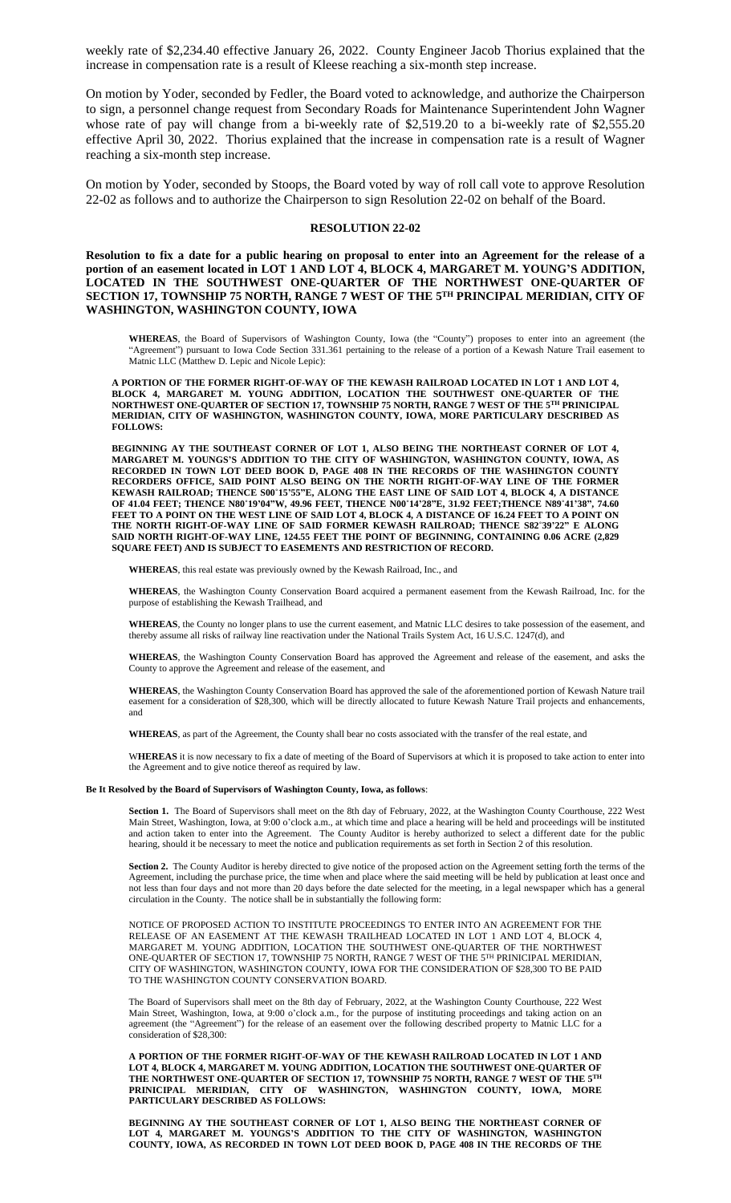weekly rate of $2,234.40 effective January 26, 2022. County Engineer Jacob Thorius explained that the increase in compensation rate is a result of Kleese reaching a six-month step increase.

On motion by Yoder, seconded by Fedler, the Board voted to acknowledge, and authorize the Chairperson to sign, a personnel change request from Secondary Roads for Maintenance Superintendent John Wagner whose rate of pay will change from a bi-weekly rate of $2,519.20 to a bi-weekly rate of $2,555.20 effective April 30, 2022. Thorius explained that the increase in compensation rate is a result of Wagner reaching a six-month step increase.

On motion by Yoder, seconded by Stoops, the Board voted by way of roll call vote to approve Resolution 22-02 as follows and to authorize the Chairperson to sign Resolution 22-02 on behalf of the Board.

## RESOLUTION 22-02

**Resolution to fix a date for a public hearing on proposal to enter into an Agreement for the release of a portion of an easement located in LOT 1 AND LOT 4, BLOCK 4, MARGARET M. YOUNG'S ADDITION, LOCATED IN THE SOUTHWEST ONE-QUARTER OF THE NORTHWEST ONE-QUARTER OF SECTION 17, TOWNSHIP 75 NORTH, RANGE 7 WEST OF THE 5TH PRINCIPAL MERIDIAN, CITY OF WASHINGTON, WASHINGTON COUNTY, IOWA**

**WHEREAS**, the Board of Supervisors of Washington County, Iowa (the "County") proposes to enter into an agreement (the "Agreement") pursuant to Iowa Code Section 331.361 pertaining to the release of a portion of a Kewash Nature Trail easement to Matnic LLC (Matthew D. Lepic and Nicole Lepic):

**A PORTION OF THE FORMER RIGHT-OF-WAY OF THE KEWASH RAILROAD LOCATED IN LOT 1 AND LOT 4, BLOCK 4, MARGARET M. YOUNG ADDITION, LOCATION THE SOUTHWEST ONE-QUARTER OF THE NORTHWEST ONE-QUARTER OF SECTION 17, TOWNSHIP 75 NORTH, RANGE 7 WEST OF THE 5TH PRINCIPAL MERIDIAN, CITY OF WASHINGTON, WASHINGTON COUNTY, IOWA, MORE PARTICULARY DESCRIBED AS FOLLOWS:**

**BEGINNING AY THE SOUTHEAST CORNER OF LOT 1, ALSO BEING THE NORTHEAST CORNER OF LOT 4, MARGARET M. YOUNGS'S ADDITION TO THE CITY OF WASHINGTON, WASHINGTON COUNTY, IOWA, AS RECORDED IN TOWN LOT DEED BOOK D, PAGE 408 IN THE RECORDS OF THE WASHINGTON COUNTY RECORDERS OFFICE, SAID POINT ALSO BEING ON THE NORTH RIGHT-OF-WAY LINE OF THE FORMER KEWASH RAILROAD; THENCE S00˚15'55"E, ALONG THE EAST LINE OF SAID LOT 4, BLOCK 4, A DISTANCE OF 41.04 FEET; THENCE N80˚19'04"W, 49.96 FEET, THENCE N00˚14'28"E, 31.92 FEET;THENCE N89˚41'38", 74.60 FEET TO A POINT ON THE WEST LINE OF SAID LOT 4, BLOCK 4, A DISTANCE OF 16.24 FEET TO A POINT ON THE NORTH RIGHT-OF-WAY LINE OF SAID FORMER KEWASH RAILROAD; THENCE S82˚39'22" E ALONG SAID NORTH RIGHT-OF-WAY LINE, 124.55 FEET THE POINT OF BEGINNING, CONTAINING 0.06 ACRE (2,829 SQUARE FEET) AND IS SUBJECT TO EASEMENTS AND RESTRICTION OF RECORD.**

**WHEREAS**, this real estate was previously owned by the Kewash Railroad, Inc., and

**WHEREAS**, the Washington County Conservation Board acquired a permanent easement from the Kewash Railroad, Inc. for the purpose of establishing the Kewash Trailhead, and

**WHEREAS**, the County no longer plans to use the current easement, and Matnic LLC desires to take possession of the easement, and thereby assume all risks of railway line reactivation under the National Trails System Act, 16 U.S.C. 1247(d), and

**WHEREAS**, the Washington County Conservation Board has approved the Agreement and release of the easement, and asks the County to approve the Agreement and release of the easement, and

**WHEREAS**, the Washington County Conservation Board has approved the sale of the aforementioned portion of Kewash Nature trail easement for a consideration of $28,300, which will be directly allocated to future Kewash Nature Trail projects and enhancements, and

**WHEREAS**, as part of the Agreement, the County shall bear no costs associated with the transfer of the real estate, and

**WHEREAS** it is now necessary to fix a date of meeting of the Board of Supervisors at which it is proposed to take action to enter into the Agreement and to give notice thereof as required by law.

**Be It Resolved by the Board of Supervisors of Washington County, Iowa, as follows**:

**Section 1.** The Board of Supervisors shall meet on the 8th day of February, 2022, at the Washington County Courthouse, 222 West Main Street, Washington, Iowa, at 9:00 o'clock a.m., at which time and place a hearing will be held and proceedings will be instituted and action taken to enter into the Agreement. The County Auditor is hereby authorized to select a different date for the public hearing, should it be necessary to meet the notice and publication requirements as set forth in Section 2 of this resolution.

**Section 2.** The County Auditor is hereby directed to give notice of the proposed action on the Agreement setting forth the terms of the Agreement, including the purchase price, the time when and place where the said meeting will be held by publication at least once and not less than four days and not more than 20 days before the date selected for the meeting, in a legal newspaper which has a general circulation in the County. The notice shall be in substantially the following form:

NOTICE OF PROPOSED ACTION TO INSTITUTE PROCEEDINGS TO ENTER INTO AN AGREEMENT FOR THE RELEASE OF AN EASEMENT AT THE KEWASH TRAILHEAD LOCATED IN LOT 1 AND LOT 4, BLOCK 4, MARGARET M. YOUNG ADDITION, LOCATION THE SOUTHWEST ONE-QUARTER OF THE NORTHWEST ONE-QUARTER OF SECTION 17, TOWNSHIP 75 NORTH, RANGE 7 WEST OF THE 5TH PRINICPAL MERIDIAN, CITY OF WASHINGTON, WASHINGTON COUNTY, IOWA FOR THE CONSIDERATION OF $28,300 TO BE PAID TO THE WASHINGTON COUNTY CONSERVATION BOARD.

The Board of Supervisors shall meet on the 8th day of February, 2022, at the Washington County Courthouse, 222 West Main Street, Washington, Iowa, at 9:00 o'clock a.m., for the purpose of instituting proceedings and taking action on an agreement (the "Agreement") for the release of an easement over the following described property to Matnic LLC for a consideration of $28,300:

**A PORTION OF THE FORMER RIGHT-OF-WAY OF THE KEWASH RAILROAD LOCATED IN LOT 1 AND LOT 4, BLOCK 4, MARGARET M. YOUNG ADDITION, LOCATION THE SOUTHWEST ONE-QUARTER OF THE NORTHWEST ONE-QUARTER OF SECTION 17, TOWNSHIP 75 NORTH, RANGE 7 WEST OF THE 5TH PRINICPAL MERIDIAN, CITY OF WASHINGTON, WASHINGTON COUNTY, IOWA, MORE PARTICULARY DESCRIBED AS FOLLOWS:**

**BEGINNING AY THE SOUTHEAST CORNER OF LOT 1, ALSO BEING THE NORTHEAST CORNER OF LOT 4, MARGARET M. YOUNGS'S ADDITION TO THE CITY OF WASHINGTON, WASHINGTON COUNTY, IOWA, AS RECORDED IN TOWN LOT DEED BOOK D, PAGE 408 IN THE RECORDS OF THE**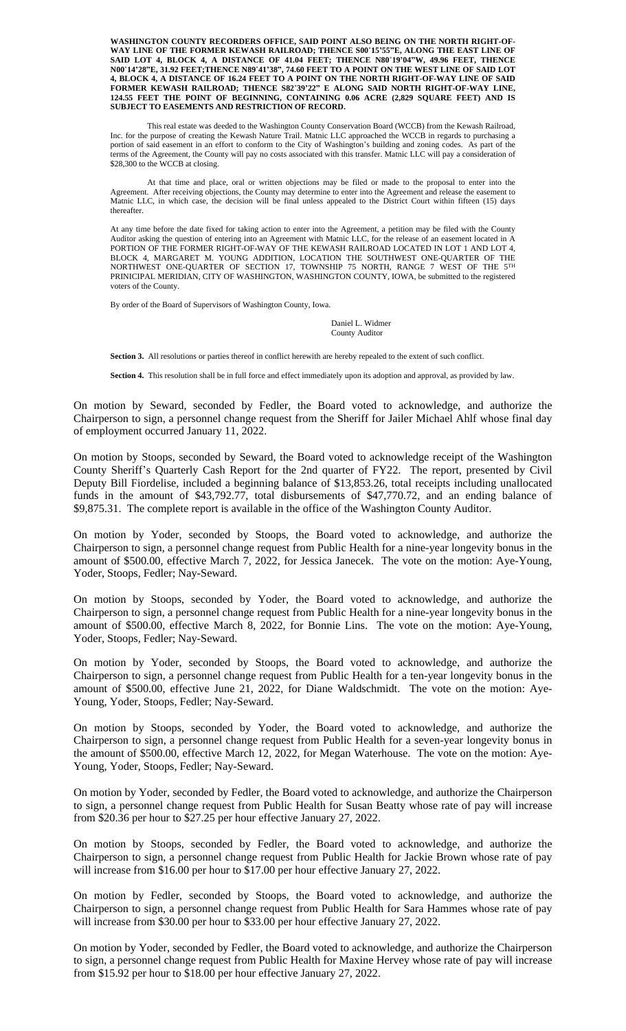**WASHINGTON COUNTY RECORDERS OFFICE, SAID POINT ALSO BEING ON THE NORTH RIGHT-OF-WAY LINE OF THE FORMER KEWASH RAILROAD; THENCE S00°15'55"E, ALONG THE EAST LINE OF SAID LOT 4, BLOCK 4, A DISTANCE OF 41.04 FEET; THENCE N80°19'04"W, 49.96 FEET, THENCE N00°14'28"E, 31.92 FEET;THENCE N89°41'38", 74.60 FEET TO A POINT ON THE WEST LINE OF SAID LOT 4, BLOCK 4, A DISTANCE OF 16.24 FEET TO A POINT ON THE NORTH RIGHT-OF-WAY LINE OF SAID FORMER KEWASH RAILROAD; THENCE S82°39'22" E ALONG SAID NORTH RIGHT-OF-WAY LINE, 124.55 FEET THE POINT OF BEGINNING, CONTAINING 0.06 ACRE (2,829 SQUARE FEET) AND IS SUBJECT TO EASEMENTS AND RESTRICTION OF RECORD.**

This real estate was deeded to the Washington County Conservation Board (WCCB) from the Kewash Railroad, Inc. for the purpose of creating the Kewash Nature Trail. Matnic LLC approached the WCCB in regards to purchasing a portion of said easement in an effort to conform to the City of Washington's building and zoning codes. As part of the terms of the Agreement, the County will pay no costs associated with this transfer. Matnic LLC will pay a consideration of $28,300 to the WCCB at closing.

At that time and place, oral or written objections may be filed or made to the proposal to enter into the Agreement. After receiving objections, the County may determine to enter into the Agreement and release the easement to Matnic LLC, in which case, the decision will be final unless appealed to the District Court within fifteen (15) days thereafter.

At any time before the date fixed for taking action to enter into the Agreement, a petition may be filed with the County Auditor asking the question of entering into an Agreement with Matnic LLC, for the release of an easement located in A PORTION OF THE FORMER RIGHT-OF-WAY OF THE KEWASH RAILROAD LOCATED IN LOT 1 AND LOT 4, BLOCK 4, MARGARET M. YOUNG ADDITION, LOCATION THE SOUTHWEST ONE-QUARTER OF THE NORTHWEST ONE-QUARTER OF SECTION 17, TOWNSHIP 75 NORTH, RANGE 7 WEST OF THE 5TH PRINICIPAL MERIDIAN, CITY OF WASHINGTON, WASHINGTON COUNTY, IOWA, be submitted to the registered voters of the County.

By order of the Board of Supervisors of Washington County, Iowa.

Daniel L. Widmer
County Auditor

**Section 3.** All resolutions or parties thereof in conflict herewith are hereby repealed to the extent of such conflict.

**Section 4.** This resolution shall be in full force and effect immediately upon its adoption and approval, as provided by law.

On motion by Seward, seconded by Fedler, the Board voted to acknowledge, and authorize the Chairperson to sign, a personnel change request from the Sheriff for Jailer Michael Ahlf whose final day of employment occurred January 11, 2022.

On motion by Stoops, seconded by Seward, the Board voted to acknowledge receipt of the Washington County Sheriff's Quarterly Cash Report for the 2nd quarter of FY22. The report, presented by Civil Deputy Bill Fiordelise, included a beginning balance of $13,853.26, total receipts including unallocated funds in the amount of $43,792.77, total disbursements of $47,770.72, and an ending balance of $9,875.31. The complete report is available in the office of the Washington County Auditor.

On motion by Yoder, seconded by Stoops, the Board voted to acknowledge, and authorize the Chairperson to sign, a personnel change request from Public Health for a nine-year longevity bonus in the amount of $500.00, effective March 7, 2022, for Jessica Janecek. The vote on the motion: Aye-Young, Yoder, Stoops, Fedler; Nay-Seward.

On motion by Stoops, seconded by Yoder, the Board voted to acknowledge, and authorize the Chairperson to sign, a personnel change request from Public Health for a nine-year longevity bonus in the amount of $500.00, effective March 8, 2022, for Bonnie Lins. The vote on the motion: Aye-Young, Yoder, Stoops, Fedler; Nay-Seward.

On motion by Yoder, seconded by Stoops, the Board voted to acknowledge, and authorize the Chairperson to sign, a personnel change request from Public Health for a ten-year longevity bonus in the amount of $500.00, effective June 21, 2022, for Diane Waldschmidt. The vote on the motion: Aye-Young, Yoder, Stoops, Fedler; Nay-Seward.

On motion by Stoops, seconded by Yoder, the Board voted to acknowledge, and authorize the Chairperson to sign, a personnel change request from Public Health for a seven-year longevity bonus in the amount of $500.00, effective March 12, 2022, for Megan Waterhouse. The vote on the motion: Aye-Young, Yoder, Stoops, Fedler; Nay-Seward.

On motion by Yoder, seconded by Fedler, the Board voted to acknowledge, and authorize the Chairperson to sign, a personnel change request from Public Health for Susan Beatty whose rate of pay will increase from $20.36 per hour to $27.25 per hour effective January 27, 2022.

On motion by Stoops, seconded by Fedler, the Board voted to acknowledge, and authorize the Chairperson to sign, a personnel change request from Public Health for Jackie Brown whose rate of pay will increase from $16.00 per hour to $17.00 per hour effective January 27, 2022.

On motion by Fedler, seconded by Stoops, the Board voted to acknowledge, and authorize the Chairperson to sign, a personnel change request from Public Health for Sara Hammes whose rate of pay will increase from $30.00 per hour to $33.00 per hour effective January 27, 2022.

On motion by Yoder, seconded by Fedler, the Board voted to acknowledge, and authorize the Chairperson to sign, a personnel change request from Public Health for Maxine Hervey whose rate of pay will increase from $15.92 per hour to $18.00 per hour effective January 27, 2022.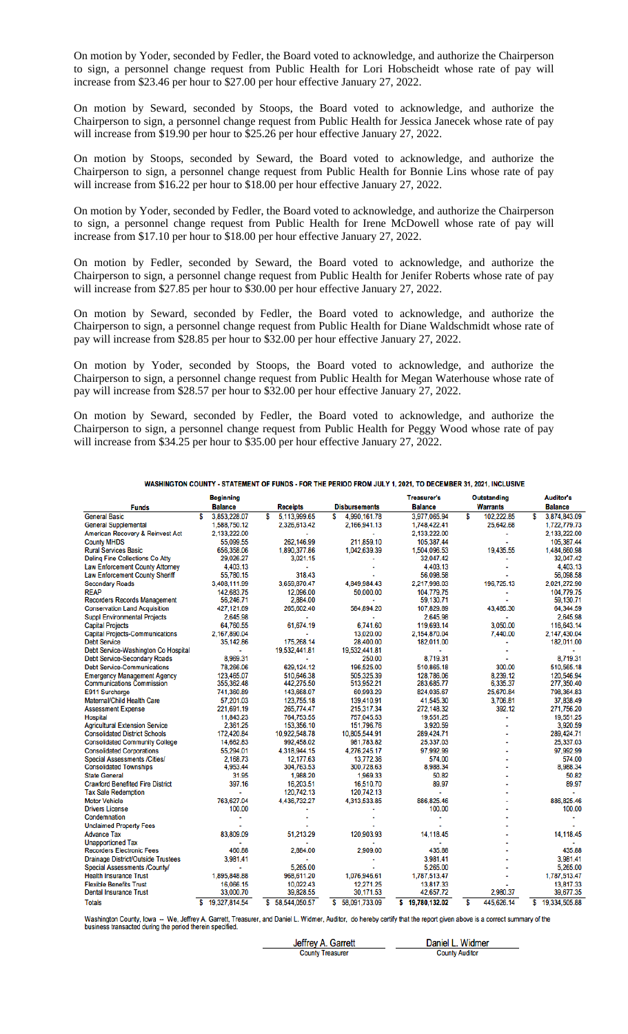On motion by Yoder, seconded by Fedler, the Board voted to acknowledge, and authorize the Chairperson to sign, a personnel change request from Public Health for Lori Hobscheidt whose rate of pay will increase from $23.46 per hour to $27.00 per hour effective January 27, 2022.

On motion by Seward, seconded by Stoops, the Board voted to acknowledge, and authorize the Chairperson to sign, a personnel change request from Public Health for Jessica Janecek whose rate of pay will increase from $19.90 per hour to $25.26 per hour effective January 27, 2022.

On motion by Stoops, seconded by Seward, the Board voted to acknowledge, and authorize the Chairperson to sign, a personnel change request from Public Health for Bonnie Lins whose rate of pay will increase from $16.22 per hour to $18.00 per hour effective January 27, 2022.

On motion by Yoder, seconded by Fedler, the Board voted to acknowledge, and authorize the Chairperson to sign, a personnel change request from Public Health for Irene McDowell whose rate of pay will increase from $17.10 per hour to $18.00 per hour effective January 27, 2022.

On motion by Fedler, seconded by Seward, the Board voted to acknowledge, and authorize the Chairperson to sign, a personnel change request from Public Health for Jenifer Roberts whose rate of pay will increase from $27.85 per hour to $30.00 per hour effective January 27, 2022.

On motion by Seward, seconded by Fedler, the Board voted to acknowledge, and authorize the Chairperson to sign, a personnel change request from Public Health for Diane Waldschmidt whose rate of pay will increase from $28.85 per hour to $32.00 per hour effective January 27, 2022.

On motion by Yoder, seconded by Stoops, the Board voted to acknowledge, and authorize the Chairperson to sign, a personnel change request from Public Health for Megan Waterhouse whose rate of pay will increase from $28.57 per hour to $32.00 per hour effective January 27, 2022.

On motion by Seward, seconded by Fedler, the Board voted to acknowledge, and authorize the Chairperson to sign, a personnel change request from Public Health for Peggy Wood whose rate of pay will increase from $34.25 per hour to $35.00 per hour effective January 27, 2022.

**WASHINGTON COUNTY - STATEMENT OF FUNDS - FOR THE PERIOD FROM JULY 1, 2021, TO DECEMBER 31, 2021, INCLUSIVE**

| Funds | Beginning Balance | Receipts | Disbursements | Treasurer's Balance | Outstanding Warrants | Auditor's Balance |
|---|---|---|---|---|---|---|
| General Basic | $ 3,853,228.07 | $ 5,113,999.65 | $ 4,990,161.78 | 3,977,065.94 | $ 102,222.85 | $ 3,874,843.09 |
| General Supplemental | 1,588,750.12 | 2,326,613.42 | 2,166,941.13 | 1,748,422.41 | 25,642.68 | 1,722,779.73 |
| American Recovery & Reinvest Act | 2,133,222.00 | - | - | 2,133,222.00 | - | 2,133,222.00 |
| County MHDS | 55,099.55 | 262,146.99 | 211,859.10 | 105,387.44 | - | 105,387.44 |
| Rural Services Basic | 656,358.06 | 1,890,377.86 | 1,042,639.39 | 1,504,096.53 | 19,435.55 | 1,484,660.98 |
| Dolinq Fine Collections Co Atty | 29,026.27 | 3,021.15 | - | 32,047.42 | - | 32,047.42 |
| Law Enforcement County Attorney | 4,403.13 | - | - | 4,403.13 | - | 4,403.13 |
| Law Enforcement County Sheriff | 55,780.15 | 318.43 | - | 56,098.58 | - | 56,098.58 |
| Secondary Roads | 3,408,111.99 | 3,659,870.47 | 4,849,984.43 | 2,217,998.03 | 196,725.13 | 2,021,272.90 |
| REAP | 142,683.75 | 12,096.00 | 50,000.00 | 104,779.75 | - | 104,779.75 |
| Recorders Records Management | 56,246.71 | 2,884.00 | - | 59,130.71 | - | 59,130.71 |
| Conservation Land Acquisition | 427,121.69 | 265,002.40 | 584,694.20 | 107,829.89 | 43,485.30 | 64,344.59 |
| Suppl Environmental Projects | 2,645.98 | - | - | 2,645.98 | - | 2,645.98 |
| Capital Projects | 64,760.55 | 61,674.19 | 6,741.60 | 119,693.14 | 3,050.00 | 116,643.14 |
| Capital Projects-Communications | 2,167,890.04 | - | 13,020.00 | 2,154,870.04 | 7,440.00 | 2,147,430.04 |
| Debt Service | 35,142.86 | 175,268.14 | 28,400.00 | 182,011.00 | - | 182,011.00 |
| Debt Service-Washington Co Hospital | - | 19,532,441.81 | 19,532,441.81 | - | - | - |
| Debt Service-Secondary Roads | 8,969.31 | - | 250.00 | 8,719.31 | - | 8,719.31 |
| Debt Service-Communications | 78,266.06 | 629,124.12 | 196,525.00 | 510,865.18 | 300.00 | 510,565.18 |
| Emergency Management Agency | 123,465.07 | 510,646.38 | 505,325.39 | 128,786.06 | 8,239.12 | 120,546.94 |
| Communications Commission | 355,362.48 | 442,275.50 | 513,952.21 | 283,685.77 | 6,335.37 | 277,350.40 |
| E911 Surcharge | 741,360.89 | 143,668.07 | 60,993.29 | 824,035.67 | 25,670.84 | 798,364.83 |
| Maternal/Child Health Care | 57,201.03 | 123,755.18 | 139,410.91 | 41,545.30 | 3,706.81 | 37,838.49 |
| Assessment Expense | 221,691.19 | 265,774.47 | 215,317.34 | 272,148.32 | 392.12 | 271,756.20 |
| Hospital | 11,843.23 | 764,753.55 | 757,045.53 | 19,551.25 | - | 19,551.25 |
| Agricultural Extension Service | 2,361.25 | 153,356.10 | 151,796.76 | 3,920.59 | - | 3,920.59 |
| Consolidated District Schools | 172,420.84 | 10,922,548.78 | 10,805,544.91 | 289,424.71 | - | 289,424.71 |
| Consolidated Community College | 14,662.83 | 992,458.02 | 981,783.82 | 25,337.03 | - | 25,337.03 |
| Consolidated Corporations | 55,294.01 | 4,318,944.15 | 4,276,245.17 | 97,992.99 | - | 97,992.99 |
| Special Assessments /Cities/ | 2,168.73 | 12,177.63 | 13,772.36 | 574.00 | - | 574.00 |
| Consolidated Townships | 4,953.44 | 304,763.53 | 300,728.63 | 8,988.34 | - | 8,988.34 |
| State General | 31.95 | 1,988.20 | 1,969.33 | 50.82 | - | 50.82 |
| Crawford Benefited Fire District | 397.16 | 16,203.51 | 16,510.70 | 89.97 | - | 89.97 |
| Tax Sale Redemption | - | 120,742.13 | 120,742.13 | - | - | - |
| Motor Vehicle | 763,627.04 | 4,436,732.27 | 4,313,533.85 | 886,825.46 | - | 886,825.46 |
| Drivers License | 100.00 | - | - | 100.00 | - | 100.00 |
| Condemnation | - | - | - | - | - | - |
| Unclaimed Property Fees | - | - | - | - | - | - |
| Advance Tax | 83,809.09 | 51,213.29 | 120,903.93 | 14,118.45 | - | 14,118.45 |
| Unapportioned Tax | - | - | - | - | - | - |
| Recorders Electronic Fees | 460.88 | 2,884.00 | 2,909.00 | 435.88 | - | 435.88 |
| Drainage District/Outside Trustees | 3,981.41 | - | - | 3,981.41 | - | 3,981.41 |
| Special Assessments /County/ | - | 5,265.00 | - | 5,265.00 | - | 5,265.00 |
| Health Insurance Trust | 1,895,848.88 | 968,611.20 | 1,076,946.61 | 1,787,513.47 | - | 1,787,513.47 |
| Flexible Benefits Trust | 16,066.15 | 10,022.43 | 12,271.25 | 13,817.33 | - | 13,817.33 |
| Dental Insurance Trust | 33,000.70 | 39,828.55 | 30,171.53 | 42,657.72 | 2,980.37 | 39,677.35 |
| Totals | $ 19,327,814.54 | $ 58,544,050.57 | $ 58,091,733.09 | $ 19,780,132.02 | $ 445,626.14 | $ 19,334,505.88 |

Washington County, Iowa -- We, Jeffrey A. Garrett, Treasurer, and Daniel L. Widmer, Auditor, do hereby certify that the report given above is a correct summary of the business transacted during the period therein specified.

Jeffrey A. Garrett
County Treasurer

Daniel L. Widmer
County Auditor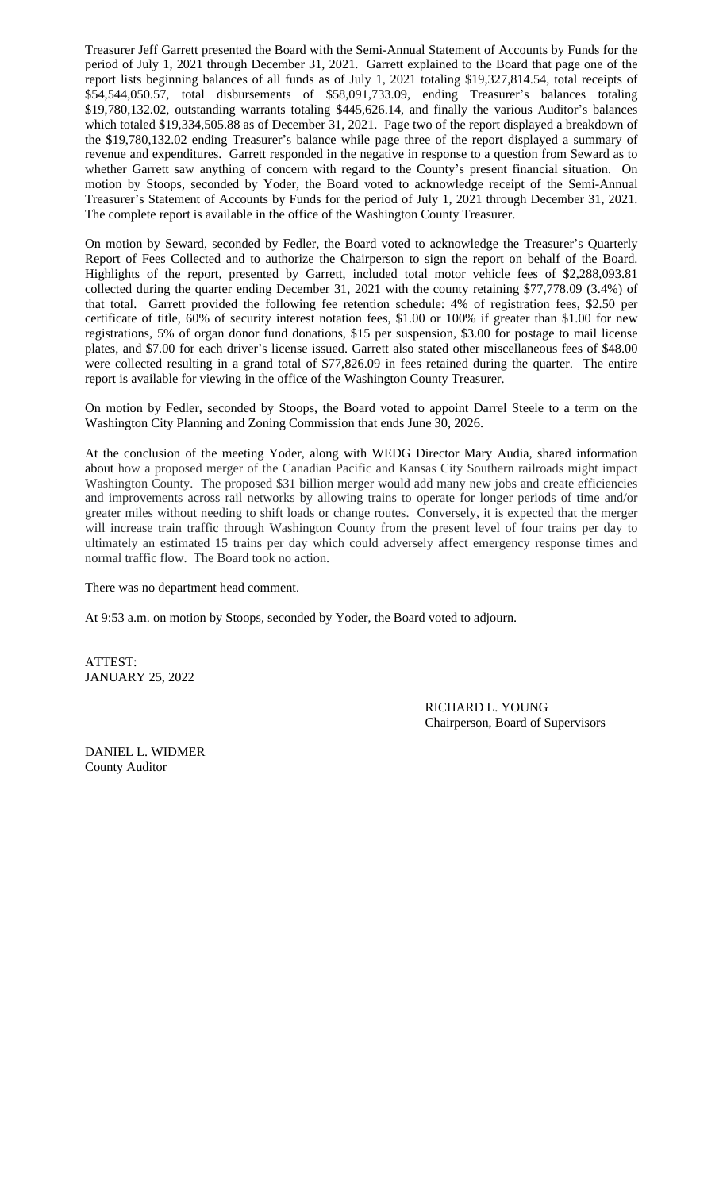Treasurer Jeff Garrett presented the Board with the Semi-Annual Statement of Accounts by Funds for the period of July 1, 2021 through December 31, 2021. Garrett explained to the Board that page one of the report lists beginning balances of all funds as of July 1, 2021 totaling $19,327,814.54, total receipts of $54,544,050.57, total disbursements of $58,091,733.09, ending Treasurer's balances totaling $19,780,132.02, outstanding warrants totaling $445,626.14, and finally the various Auditor's balances which totaled $19,334,505.88 as of December 31, 2021. Page two of the report displayed a breakdown of the $19,780,132.02 ending Treasurer's balance while page three of the report displayed a summary of revenue and expenditures. Garrett responded in the negative in response to a question from Seward as to whether Garrett saw anything of concern with regard to the County's present financial situation. On motion by Stoops, seconded by Yoder, the Board voted to acknowledge receipt of the Semi-Annual Treasurer's Statement of Accounts by Funds for the period of July 1, 2021 through December 31, 2021. The complete report is available in the office of the Washington County Treasurer.

On motion by Seward, seconded by Fedler, the Board voted to acknowledge the Treasurer's Quarterly Report of Fees Collected and to authorize the Chairperson to sign the report on behalf of the Board. Highlights of the report, presented by Garrett, included total motor vehicle fees of $2,288,093.81 collected during the quarter ending December 31, 2021 with the county retaining $77,778.09 (3.4%) of that total. Garrett provided the following fee retention schedule: 4% of registration fees, $2.50 per certificate of title, 60% of security interest notation fees, $1.00 or 100% if greater than $1.00 for new registrations, 5% of organ donor fund donations, $15 per suspension, $3.00 for postage to mail license plates, and $7.00 for each driver's license issued. Garrett also stated other miscellaneous fees of $48.00 were collected resulting in a grand total of $77,826.09 in fees retained during the quarter. The entire report is available for viewing in the office of the Washington County Treasurer.

On motion by Fedler, seconded by Stoops, the Board voted to appoint Darrel Steele to a term on the Washington City Planning and Zoning Commission that ends June 30, 2026.

At the conclusion of the meeting Yoder, along with WEDG Director Mary Audia, shared information about how a proposed merger of the Canadian Pacific and Kansas City Southern railroads might impact Washington County. The proposed $31 billion merger would add many new jobs and create efficiencies and improvements across rail networks by allowing trains to operate for longer periods of time and/or greater miles without needing to shift loads or change routes. Conversely, it is expected that the merger will increase train traffic through Washington County from the present level of four trains per day to ultimately an estimated 15 trains per day which could adversely affect emergency response times and normal traffic flow. The Board took no action.

There was no department head comment.

At 9:53 a.m. on motion by Stoops, seconded by Yoder, the Board voted to adjourn.

ATTEST:
JANUARY 25, 2022

RICHARD L. YOUNG
Chairperson, Board of Supervisors

DANIEL L. WIDMER
County Auditor